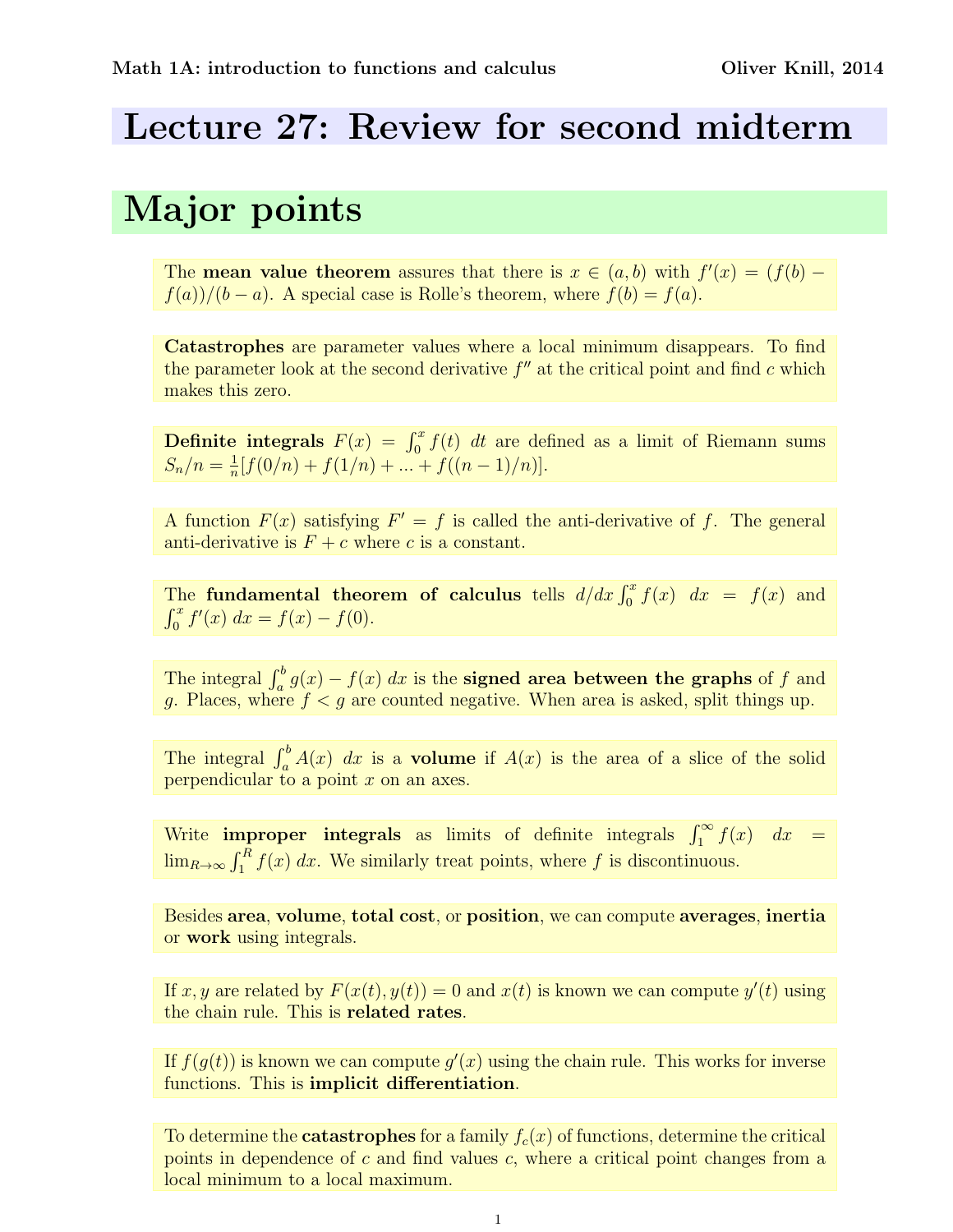# Lecture 27: Review for second midterm

## Major points

The **mean value theorem** assures that there is $x \in (a, b)$ with $f'(x) = (f(b) - f(a))/(b - a)$. A special case is Rolle's theorem, where $f(b) = f(a)$.

**Catastrophes** are parameter values where a local minimum disappears. To find the parameter look at the second derivative $f''$ at the critical point and find $c$ which makes this zero.

**Definite integrals** $F(x) = \int_0^x f(t)\ dt$ are defined as a limit of Riemann sums $S_n/n = \frac{1}{n}[f(0/n) + f(1/n) + ... + f((n-1)/n)]$.

A function $F(x)$ satisfying $F' = f$ is called the anti-derivative of $f$. The general anti-derivative is $F + c$ where $c$ is a constant.

The **fundamental theorem of calculus** tells $d/dx \int_0^x f(x)\ dx = f(x)$ and $\int_0^x f'(x)\ dx = f(x) - f(0)$.

The integral $\int_a^b g(x) - f(x)\ dx$ is the **signed area between the graphs** of $f$ and $g$. Places, where $f < g$ are counted negative. When area is asked, split things up.

The integral $\int_a^b A(x)\ dx$ is a **volume** if $A(x)$ is the area of a slice of the solid perpendicular to a point $x$ on an axes.

Write **improper integrals** as limits of definite integrals $\int_1^\infty f(x)\ dx = \lim_{R\to\infty} \int_1^R f(x)\ dx$. We similarly treat points, where $f$ is discontinuous.

Besides **area**, **volume**, **total cost**, or **position**, we can compute **averages**, **inertia** or **work** using integrals.

If $x, y$ are related by $F(x(t), y(t)) = 0$ and $x(t)$ is known we can compute $y'(t)$ using the chain rule. This is **related rates**.

If $f(g(t))$ is known we can compute $g'(x)$ using the chain rule. This works for inverse functions. This is **implicit differentiation**.

To determine the **catastrophes** for a family $f_c(x)$ of functions, determine the critical points in dependence of $c$ and find values $c$, where a critical point changes from a local minimum to a local maximum.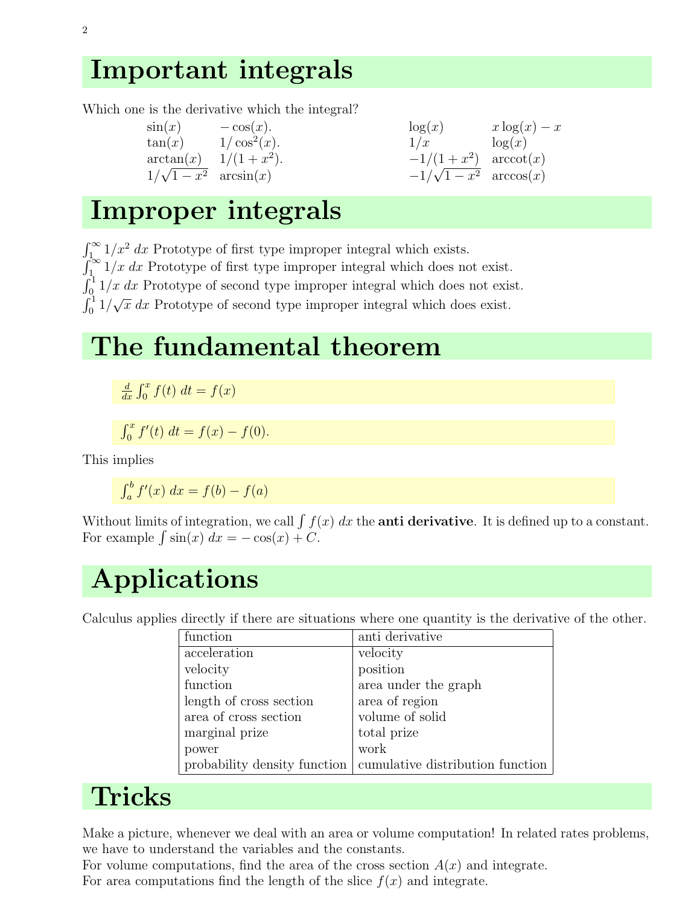# Important integrals

Which one is the derivative which the integral?

| | | | |
|---|---|---|---|
| $\sin(x)$ | $-\cos(x)$. | $\log(x)$ | $x\log(x) - x$ |
| $\tan(x)$ | $1/\cos^2(x)$. | $1/x$ | $\log(x)$ |
| $\arctan(x)$ | $1/(1+x^2)$. | $-1/(1+x^2)$ | $\text{arccot}(x)$ |
| $1/\sqrt{1-x^2}$ | $\arcsin(x)$ | $-1/\sqrt{1-x^2}$ | $\arccos(x)$ |

# Improper integrals

$\int_1^\infty 1/x^2 \, dx$ Prototype of first type improper integral which exists.
$\int_1^\infty 1/x \, dx$ Prototype of first type improper integral which does not exist.
$\int_0^1 1/x \, dx$ Prototype of second type improper integral which does not exist.
$\int_0^1 1/\sqrt{x} \, dx$ Prototype of second type improper integral which does exist.

# The fundamental theorem

$$\frac{d}{dx} \int_0^x f(t) \, dt = f(x)$$

$$\int_0^x f'(t) \, dt = f(x) - f(0).$$

This implies

$$\int_a^b f'(x) \, dx = f(b) - f(a)$$

Without limits of integration, we call $\int f(x) \, dx$ the **anti derivative**. It is defined up to a constant. For example $\int \sin(x) \, dx = -\cos(x) + C$.

# Applications

Calculus applies directly if there are situations where one quantity is the derivative of the other.

| function | anti derivative |
|---|---|
| acceleration | velocity |
| velocity | position |
| function | area under the graph |
| length of cross section | area of region |
| area of cross section | volume of solid |
| marginal prize | total prize |
| power | work |
| probability density function | cumulative distribution function |

# Tricks

Make a picture, whenever we deal with an area or volume computation! In related rates problems, we have to understand the variables and the constants.
For volume computations, find the area of the cross section $A(x)$ and integrate.
For area computations find the length of the slice $f(x)$ and integrate.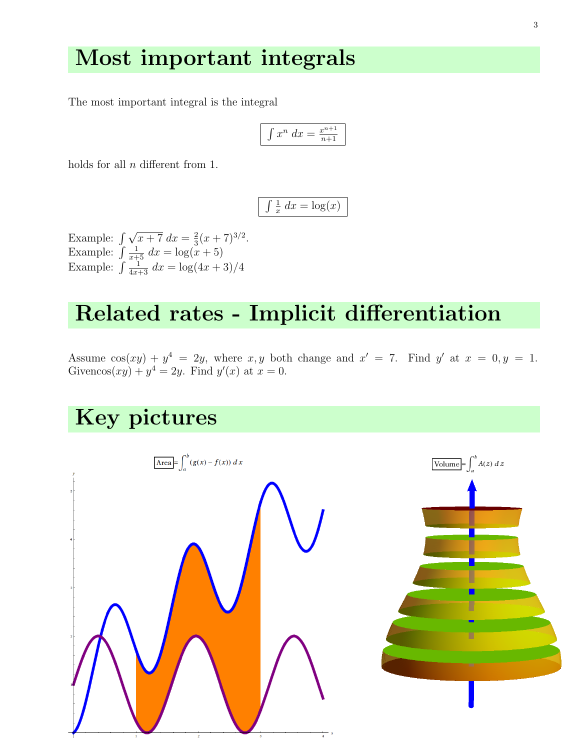# Most important integrals

The most important integral is the integral

$$\boxed{\int x^n \, dx = \frac{x^{n+1}}{n+1}}$$

holds for all $n$ different from 1.

$$\boxed{\int \frac{1}{x} \, dx = \log(x)}$$

Example: $\int \sqrt{x+7} \, dx = \frac{2}{3}(x+7)^{3/2}$.
Example: $\int \frac{1}{x+5} \, dx = \log(x+5)$
Example: $\int \frac{1}{4x+3} \, dx = \log(4x+3)/4$

# Related rates - Implicit differentiation

Assume $\cos(xy) + y^4 = 2y$, where $x, y$ both change and $x' = 7$. Find $y'$ at $x = 0, y = 1$. Given$\cos(xy) + y^4 = 2y$. Find $y'(x)$ at $x = 0$.

# Key pictures

$\boxed{\text{Area}} = \int_a^b (g(x) - f(x)) \, dx$

$\boxed{\text{Volume}} = \int_a^b A(z) \, dz$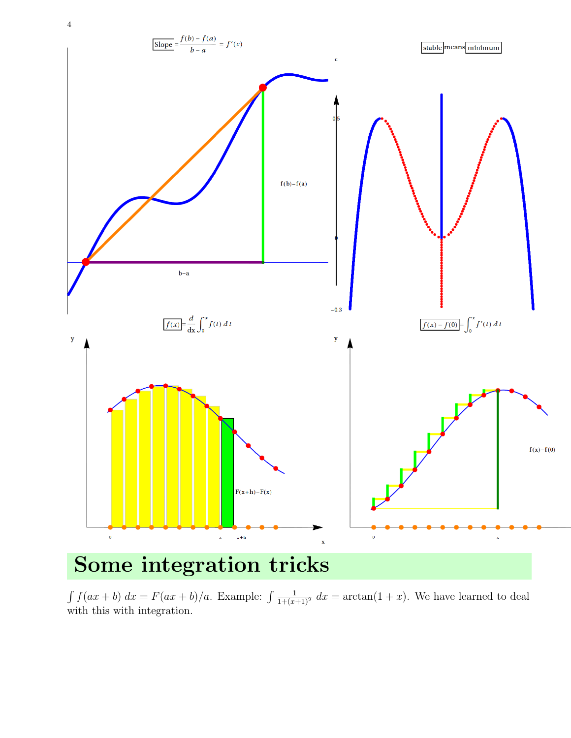$\boxed{\text{Slope}} = \frac{f(b)-f(a)}{b-a} = f'(c)$

f(b)−f(a)

b−a

$\boxed{\text{stable}}$ means $\boxed{\text{minimum}}$

c

0.5

0

−0.3

$\boxed{f(x)} = \frac{d}{dx}\int_0^x f(t)\,dt$

y

F(x+h)−F(x)

0

x

x+h

x

$\boxed{f(x)-f(0)} = \int_0^x f'(t)\,dt$

y

f(x)−f(0)

0

x

# Some integration tricks

$\int f(ax+b)\,dx = F(ax+b)/a$. Example: $\int \frac{1}{1+(x+1)^2}\,dx = \arctan(1+x)$. We have learned to deal with this with integration.